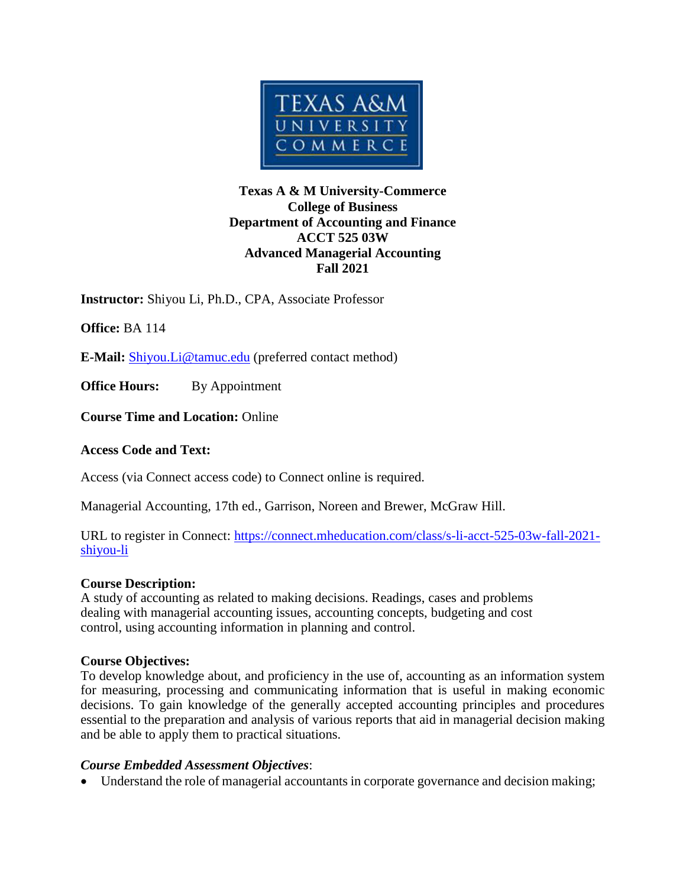**Texas A & M University-Commerce**
**College of Business**
**Department of Accounting and Finance**
**ACCT 525 03W**
**Advanced Managerial Accounting**
**Fall 2021**

**Instructor:** Shiyou Li, Ph.D., CPA, Associate Professor

**Office:** BA 114

**E-Mail:** Shiyou.Li@tamuc.edu (preferred contact method)

**Office Hours:** By Appointment

**Course Time and Location:** Online

**Access Code and Text:**

Access (via Connect access code) to Connect online is required.

Managerial Accounting, 17th ed., Garrison, Noreen and Brewer, McGraw Hill.

URL to register in Connect: https://connect.mheducation.com/class/s-li-acct-525-03w-fall-2021-shiyou-li

**Course Description:**
A study of accounting as related to making decisions. Readings, cases and problems dealing with managerial accounting issues, accounting concepts, budgeting and cost control, using accounting information in planning and control.

**Course Objectives:**
To develop knowledge about, and proficiency in the use of, accounting as an information system for measuring, processing and communicating information that is useful in making economic decisions. To gain knowledge of the generally accepted accounting principles and procedures essential to the preparation and analysis of various reports that aid in managerial decision making and be able to apply them to practical situations.

***Course Embedded Assessment Objectives*:**

- Understand the role of managerial accountants in corporate governance and decision making;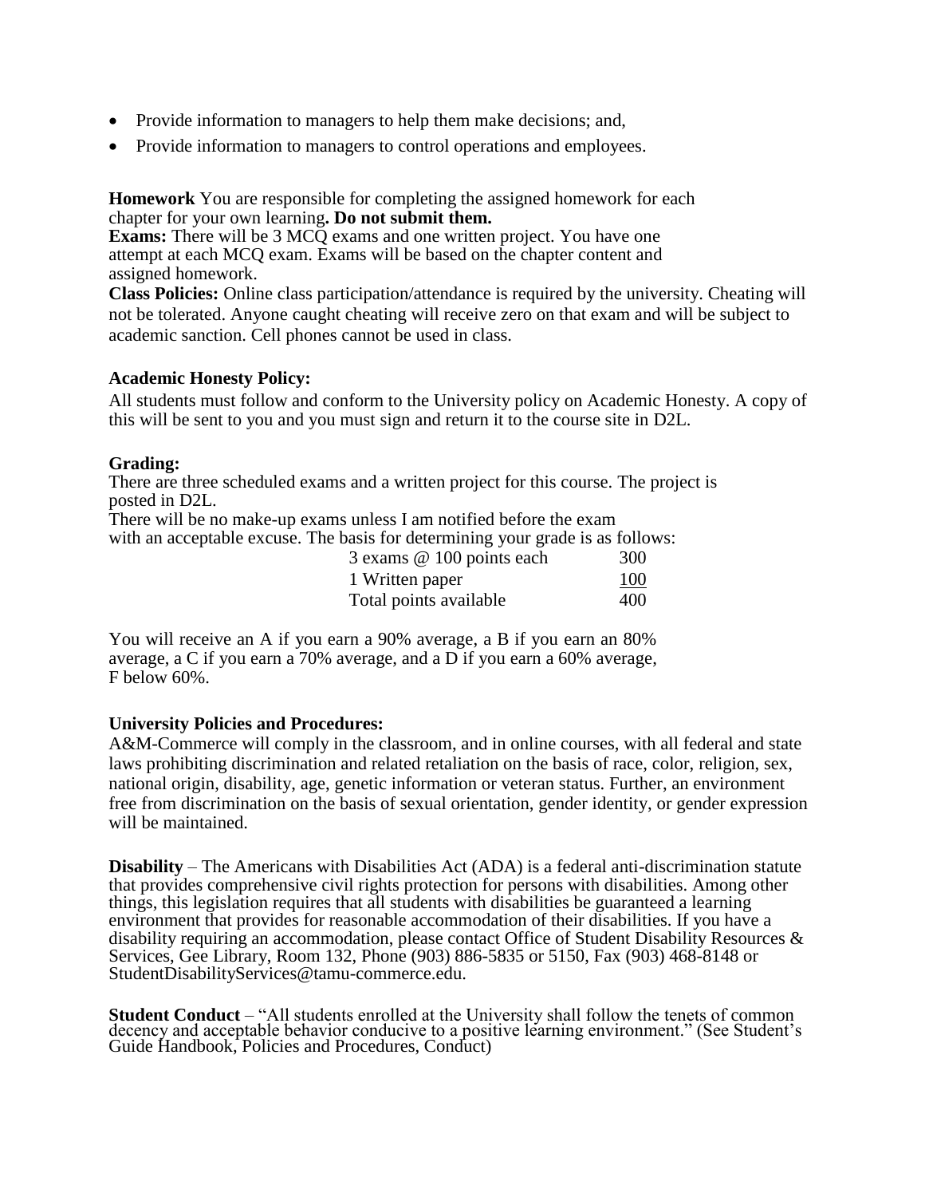- Provide information to managers to help them make decisions; and,
- Provide information to managers to control operations and employees.

**Homework** You are responsible for completing the assigned homework for each chapter for your own learning**. Do not submit them.**

**Exams:** There will be 3 MCQ exams and one written project. You have one attempt at each MCQ exam. Exams will be based on the chapter content and assigned homework.

**Class Policies:** Online class participation/attendance is required by the university. Cheating will not be tolerated. Anyone caught cheating will receive zero on that exam and will be subject to academic sanction. Cell phones cannot be used in class.

**Academic Honesty Policy:**

All students must follow and conform to the University policy on Academic Honesty. A copy of this will be sent to you and you must sign and return it to the course site in D2L.

**Grading:**

There are three scheduled exams and a written project for this course. The project is posted in D2L.

There will be no make-up exams unless I am notified before the exam with an acceptable excuse. The basis for determining your grade is as follows:

| | |
|---|---|
| 3 exams @ 100 points each | 300 |
| 1 Written paper | 100 |
| Total points available | 400 |

You will receive an A if you earn a 90% average, a B if you earn an 80% average, a C if you earn a 70% average, and a D if you earn a 60% average, F below 60%.

**University Policies and Procedures:**

A&M-Commerce will comply in the classroom, and in online courses, with all federal and state laws prohibiting discrimination and related retaliation on the basis of race, color, religion, sex, national origin, disability, age, genetic information or veteran status. Further, an environment free from discrimination on the basis of sexual orientation, gender identity, or gender expression will be maintained.

**Disability** – The Americans with Disabilities Act (ADA) is a federal anti-discrimination statute that provides comprehensive civil rights protection for persons with disabilities. Among other things, this legislation requires that all students with disabilities be guaranteed a learning environment that provides for reasonable accommodation of their disabilities. If you have a disability requiring an accommodation, please contact Office of Student Disability Resources & Services, Gee Library, Room 132, Phone (903) 886-5835 or 5150, Fax (903) 468-8148 or StudentDisabilityServices@tamu-commerce.edu.

**Student Conduct** – "All students enrolled at the University shall follow the tenets of common decency and acceptable behavior conducive to a positive learning environment." (See Student's Guide Handbook, Policies and Procedures, Conduct)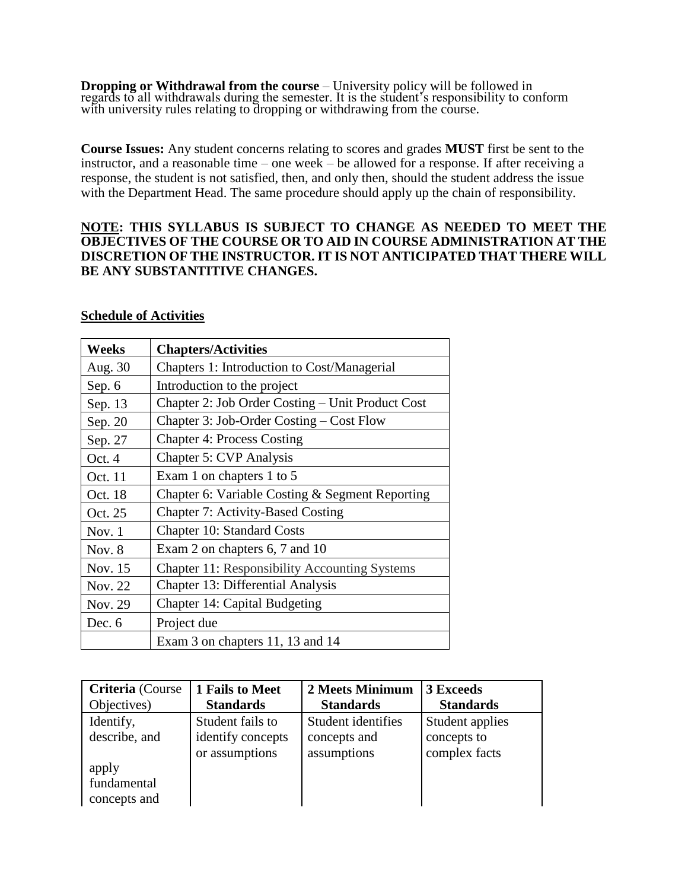**Dropping or Withdrawal from the course** – University policy will be followed in regards to all withdrawals during the semester. It is the student's responsibility to conform with university rules relating to dropping or withdrawing from the course.

**Course Issues:** Any student concerns relating to scores and grades **MUST** first be sent to the instructor, and a reasonable time – one week – be allowed for a response. If after receiving a response, the student is not satisfied, then, and only then, should the student address the issue with the Department Head. The same procedure should apply up the chain of responsibility.

**<u>NOTE</u>: THIS SYLLABUS IS SUBJECT TO CHANGE AS NEEDED TO MEET THE OBJECTIVES OF THE COURSE OR TO AID IN COURSE ADMINISTRATION AT THE DISCRETION OF THE INSTRUCTOR. IT IS NOT ANTICIPATED THAT THERE WILL BE ANY SUBSTANTITIVE CHANGES.**

**<u>Schedule of Activities</u>**

| **Weeks** | **Chapters/Activities** |
| --- | --- |
| Aug. 30 | Chapters 1: Introduction to Cost/Managerial |
| Sep. 6 | Introduction to the project |
| Sep. 13 | Chapter 2: Job Order Costing – Unit Product Cost |
| Sep. 20 | Chapter 3: Job-Order Costing – Cost Flow |
| Sep. 27 | Chapter 4: Process Costing |
| Oct. 4 | Chapter 5: CVP Analysis |
| Oct. 11 | Exam 1 on chapters 1 to 5 |
| Oct. 18 | Chapter 6: Variable Costing & Segment Reporting |
| Oct. 25 | Chapter 7: Activity-Based Costing |
| Nov. 1 | Chapter 10: Standard Costs |
| Nov. 8 | Exam 2 on chapters 6, 7 and 10 |
| Nov. 15 | Chapter 11: Responsibility Accounting Systems |
| Nov. 22 | Chapter 13: Differential Analysis |
| Nov. 29 | Chapter 14: Capital Budgeting |
| Dec. 6 | Project due |
| | Exam 3 on chapters 11, 13 and 14 |

| **Criteria** (Course Objectives) | **1 Fails to Meet Standards** | **2 Meets Minimum Standards** | **3 Exceeds Standards** |
| --- | --- | --- | --- |
| Identify, describe, and apply fundamental concepts and | Student fails to identify concepts or assumptions | Student identifies concepts and assumptions | Student applies concepts to complex facts |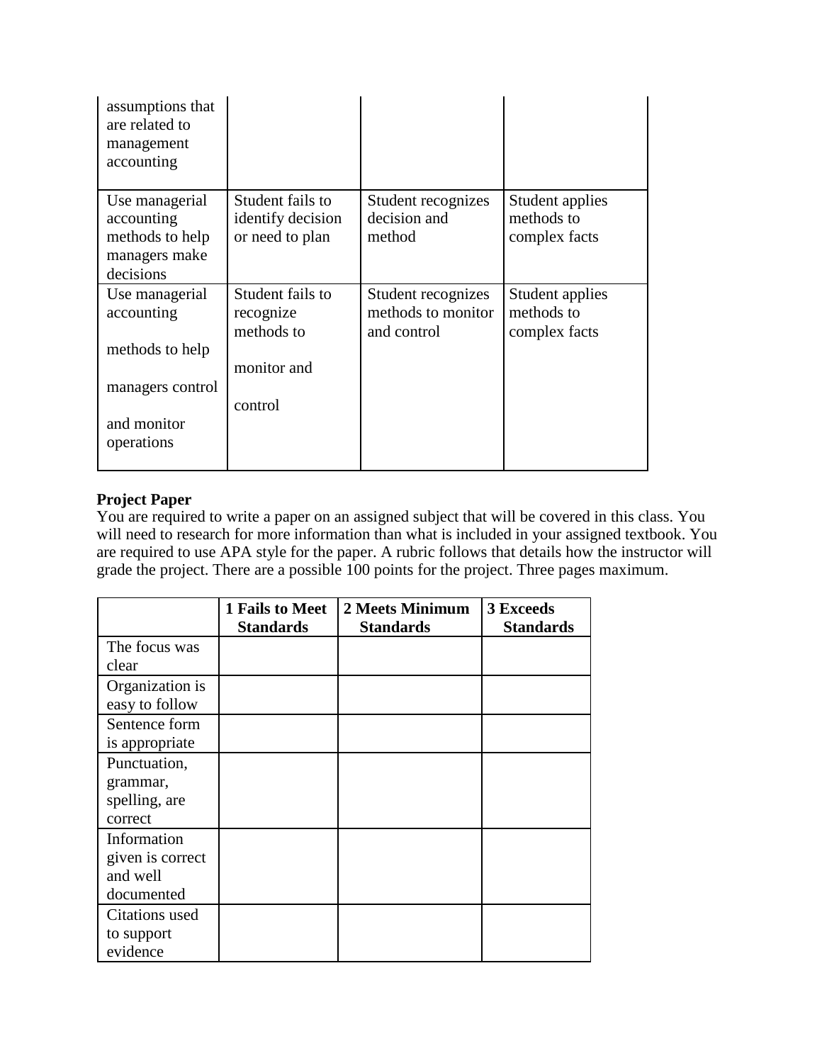| | | | |
|---|---|---|---|
| assumptions that are related to management accounting | | | |
| Use managerial accounting methods to help managers make decisions | Student fails to identify decision or need to plan | Student recognizes decision and method | Student applies methods to complex facts |
| Use managerial accounting methods to help managers control and monitor operations | Student fails to recognize methods to monitor and control | Student recognizes methods to monitor and control | Student applies methods to complex facts |

**Project Paper**
You are required to write a paper on an assigned subject that will be covered in this class. You will need to research for more information than what is included in your assigned textbook. You are required to use APA style for the paper. A rubric follows that details how the instructor will grade the project. There are a possible 100 points for the project. Three pages maximum.

| | **1 Fails to Meet Standards** | **2 Meets Minimum Standards** | **3 Exceeds Standards** |
|---|---|---|---|
| The focus was clear | | | |
| Organization is easy to follow | | | |
| Sentence form is appropriate | | | |
| Punctuation, grammar, spelling, are correct | | | |
| Information given is correct and well documented | | | |
| Citations used to support evidence | | | |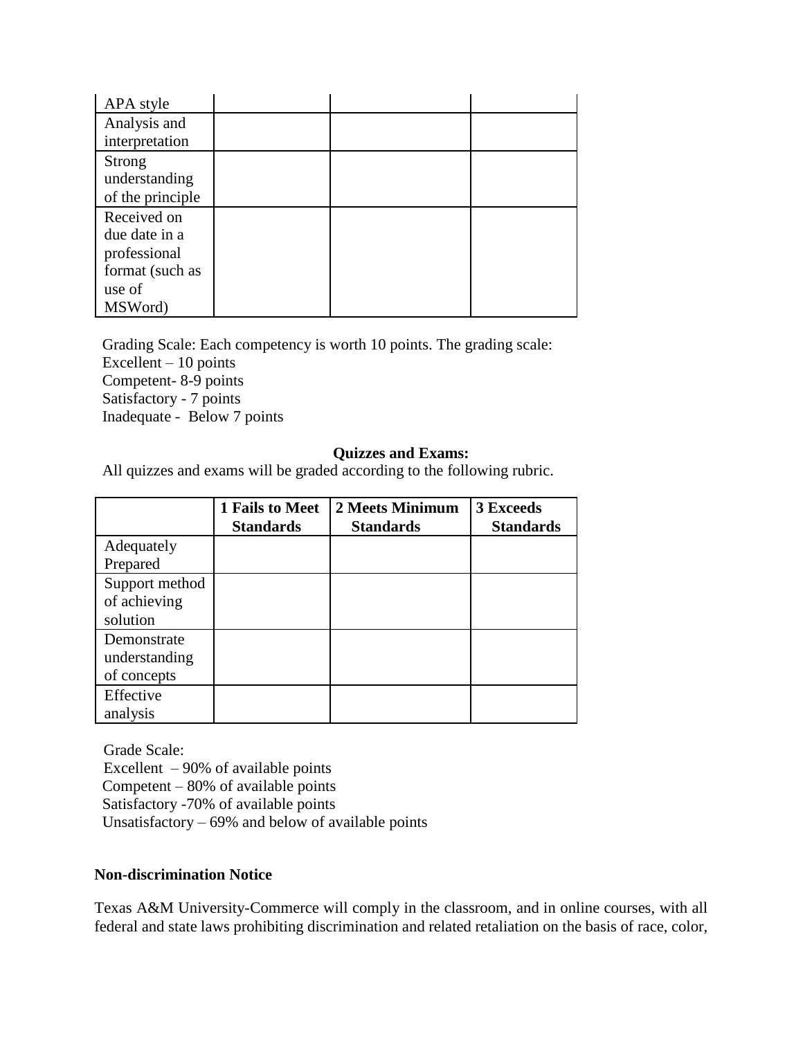| | | | |
|---|---|---|---|
| APA style | | | |
| Analysis and interpretation | | | |
| Strong understanding of the principle | | | |
| Received on due date in a professional format (such as use of MSWord) | | | |

Grading Scale: Each competency is worth 10 points. The grading scale:
Excellent – 10 points
Competent- 8-9 points
Satisfactory - 7 points
Inadequate - Below 7 points

**Quizzes and Exams:**

All quizzes and exams will be graded according to the following rubric.

| | **1 Fails to Meet Standards** | **2 Meets Minimum Standards** | **3 Exceeds Standards** |
|---|---|---|---|
| Adequately Prepared | | | |
| Support method of achieving solution | | | |
| Demonstrate understanding of concepts | | | |
| Effective analysis | | | |

Grade Scale:
Excellent – 90% of available points
Competent – 80% of available points
Satisfactory -70% of available points
Unsatisfactory – 69% and below of available points

**Non-discrimination Notice**

Texas A&M University-Commerce will comply in the classroom, and in online courses, with all federal and state laws prohibiting discrimination and related retaliation on the basis of race, color,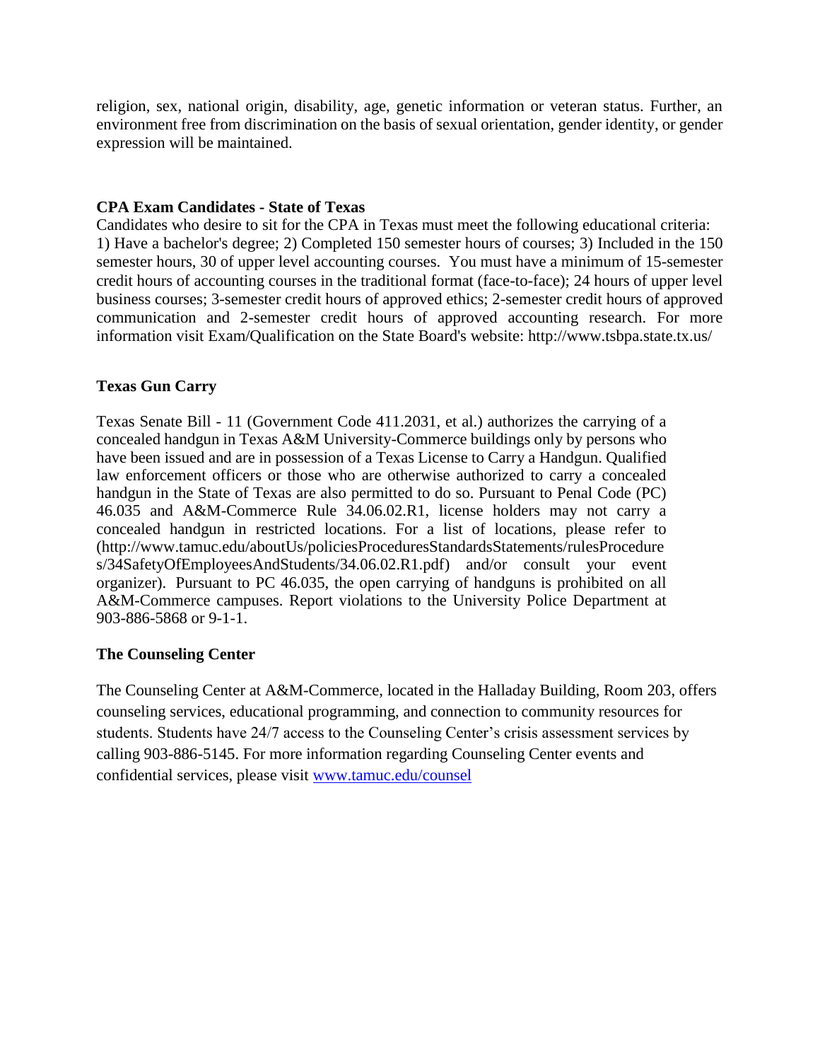religion, sex, national origin, disability, age, genetic information or veteran status. Further, an environment free from discrimination on the basis of sexual orientation, gender identity, or gender expression will be maintained.

**CPA Exam Candidates - State of Texas**

Candidates who desire to sit for the CPA in Texas must meet the following educational criteria: 1) Have a bachelor's degree; 2) Completed 150 semester hours of courses; 3) Included in the 150 semester hours, 30 of upper level accounting courses. You must have a minimum of 15-semester credit hours of accounting courses in the traditional format (face-to-face); 24 hours of upper level business courses; 3-semester credit hours of approved ethics; 2-semester credit hours of approved communication and 2-semester credit hours of approved accounting research. For more information visit Exam/Qualification on the State Board's website: http://www.tsbpa.state.tx.us/

**Texas Gun Carry**

Texas Senate Bill - 11 (Government Code 411.2031, et al.) authorizes the carrying of a concealed handgun in Texas A&M University-Commerce buildings only by persons who have been issued and are in possession of a Texas License to Carry a Handgun. Qualified law enforcement officers or those who are otherwise authorized to carry a concealed handgun in the State of Texas are also permitted to do so. Pursuant to Penal Code (PC) 46.035 and A&M-Commerce Rule 34.06.02.R1, license holders may not carry a concealed handgun in restricted locations. For a list of locations, please refer to (http://www.tamuc.edu/aboutUs/policiesProceduresStandardsStatements/rulesProcedures/34SafetyOfEmployeesAndStudents/34.06.02.R1.pdf) and/or consult your event organizer). Pursuant to PC 46.035, the open carrying of handguns is prohibited on all A&M-Commerce campuses. Report violations to the University Police Department at 903-886-5868 or 9-1-1.

**The Counseling Center**

The Counseling Center at A&M-Commerce, located in the Halladay Building, Room 203, offers counseling services, educational programming, and connection to community resources for students. Students have 24/7 access to the Counseling Center's crisis assessment services by calling 903-886-5145. For more information regarding Counseling Center events and confidential services, please visit [www.tamuc.edu/counsel](www.tamuc.edu/counsel)